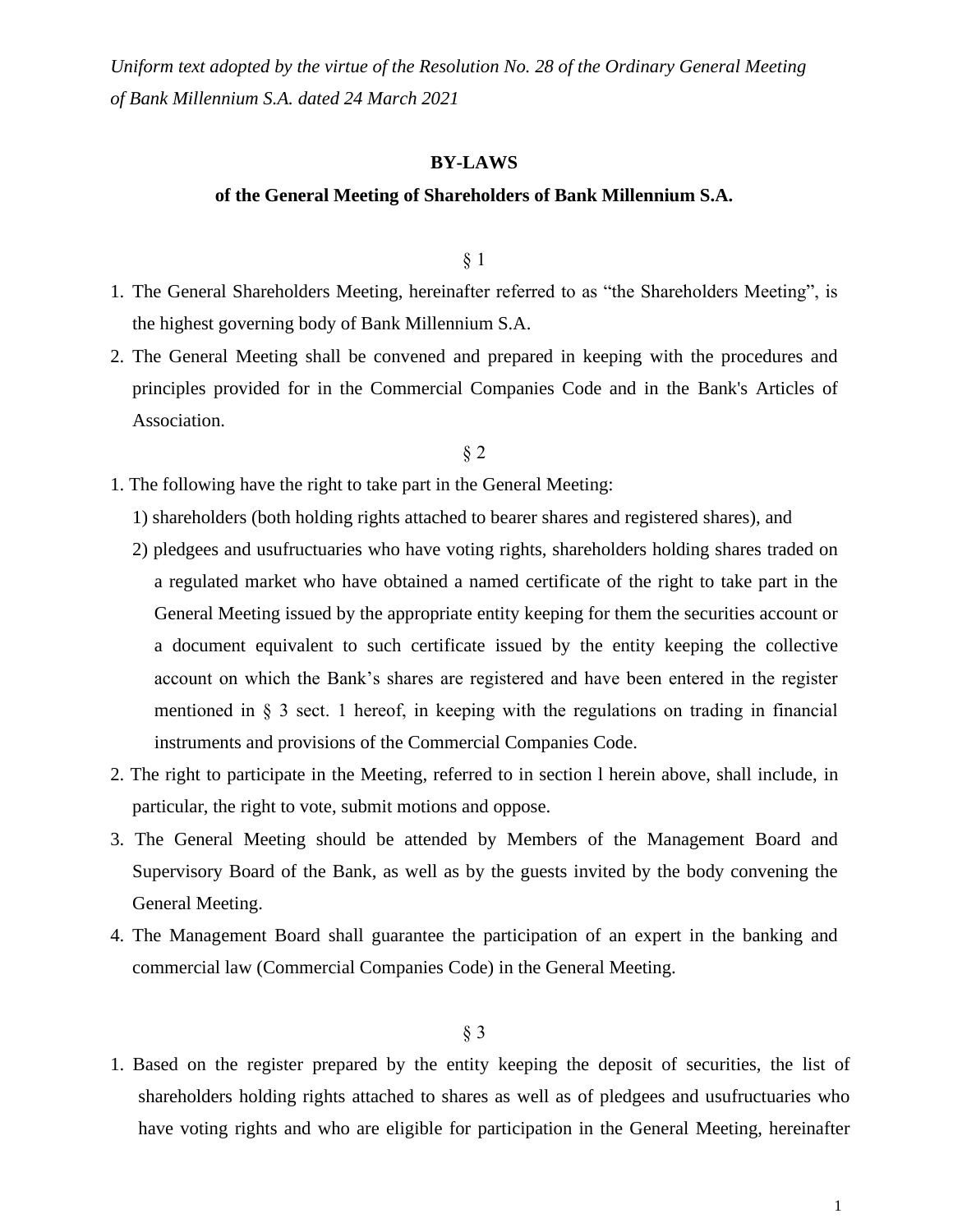*Uniform text adopted by the virtue of the Resolution No. 28 of the Ordinary General Meeting of Bank Millennium S.A. dated 24 March 2021*

# BY-LAWS

## of the General Meeting of Shareholders of Bank Millennium S.A.

§ 1

1. The General Shareholders Meeting, hereinafter referred to as "the Shareholders Meeting", is the highest governing body of Bank Millennium S.A.
2. The General Meeting shall be convened and prepared in keeping with the procedures and principles provided for in the Commercial Companies Code and in the Bank's Articles of Association.

§ 2

1. The following have the right to take part in the General Meeting:
   1) shareholders (both holding rights attached to bearer shares and registered shares), and
   2) pledgees and usufructuaries who have voting rights, shareholders holding shares traded on a regulated market who have obtained a named certificate of the right to take part in the General Meeting issued by the appropriate entity keeping for them the securities account or a document equivalent to such certificate issued by the entity keeping the collective account on which the Bank's shares are registered and have been entered in the register mentioned in § 3 sect. 1 hereof, in keeping with the regulations on trading in financial instruments and provisions of the Commercial Companies Code.
2. The right to participate in the Meeting, referred to in section l herein above, shall include, in particular, the right to vote, submit motions and oppose.
3. The General Meeting should be attended by Members of the Management Board and Supervisory Board of the Bank, as well as by the guests invited by the body convening the General Meeting.
4. The Management Board shall guarantee the participation of an expert in the banking and commercial law (Commercial Companies Code) in the General Meeting.

§ 3

1. Based on the register prepared by the entity keeping the deposit of securities, the list of shareholders holding rights attached to shares as well as of pledgees and usufructuaries who have voting rights and who are eligible for participation in the General Meeting, hereinafter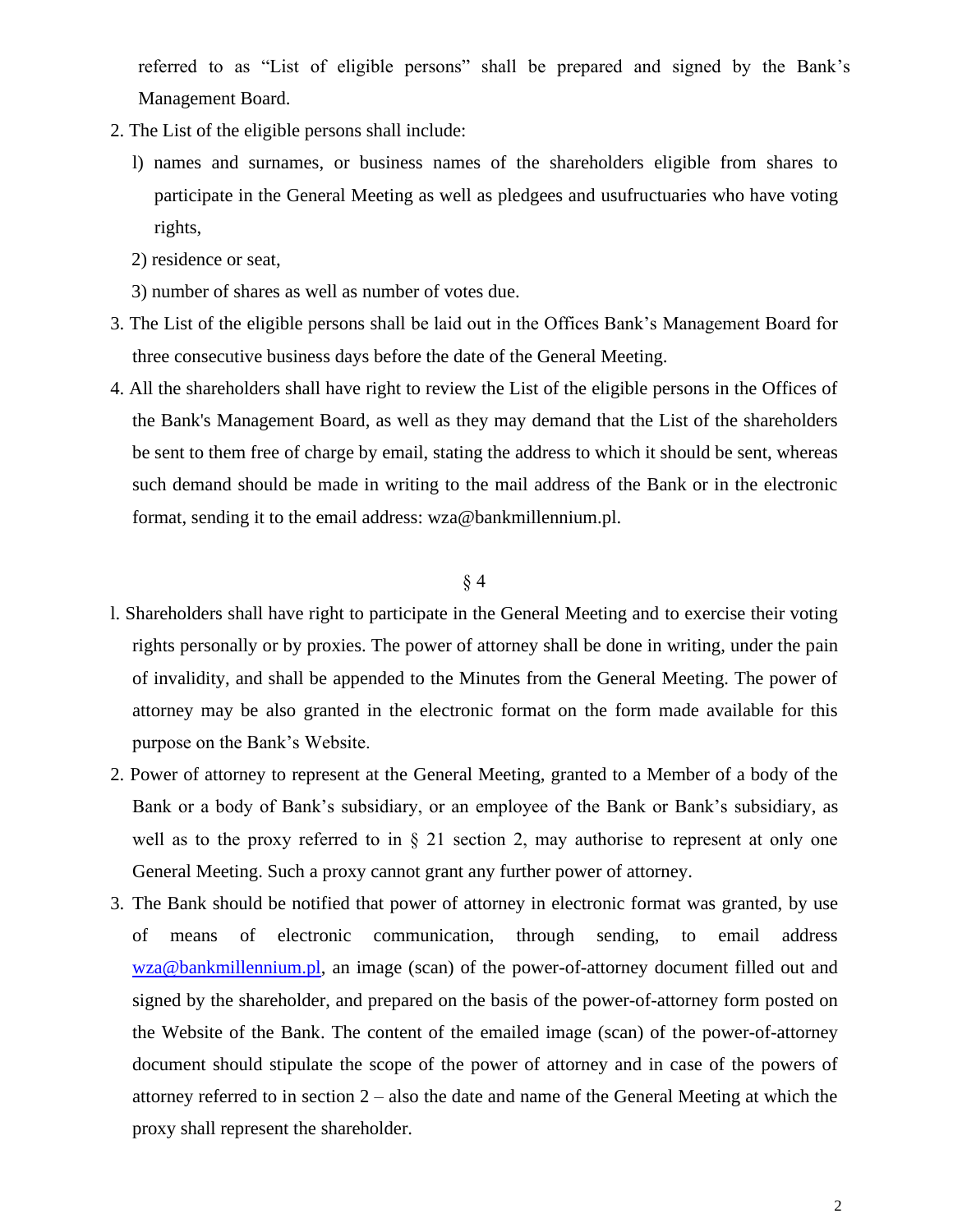referred to as "List of eligible persons" shall be prepared and signed by the Bank's Management Board.

2. The List of the eligible persons shall include:
   1) names and surnames, or business names of the shareholders eligible from shares to participate in the General Meeting as well as pledgees and usufructuaries who have voting rights,
   2) residence or seat,
   3) number of shares as well as number of votes due.
3. The List of the eligible persons shall be laid out in the Offices Bank's Management Board for three consecutive business days before the date of the General Meeting.
4. All the shareholders shall have right to review the List of the eligible persons in the Offices of the Bank's Management Board, as well as they may demand that the List of the shareholders be sent to them free of charge by email, stating the address to which it should be sent, whereas such demand should be made in writing to the mail address of the Bank or in the electronic format, sending it to the email address: wza@bankmillennium.pl.

§ 4

1. Shareholders shall have right to participate in the General Meeting and to exercise their voting rights personally or by proxies. The power of attorney shall be done in writing, under the pain of invalidity, and shall be appended to the Minutes from the General Meeting. The power of attorney may be also granted in the electronic format on the form made available for this purpose on the Bank's Website.
2. Power of attorney to represent at the General Meeting, granted to a Member of a body of the Bank or a body of Bank's subsidiary, or an employee of the Bank or Bank's subsidiary, as well as to the proxy referred to in § 21 section 2, may authorise to represent at only one General Meeting. Such a proxy cannot grant any further power of attorney.
3. The Bank should be notified that power of attorney in electronic format was granted, by use of means of electronic communication, through sending, to email address wza@bankmillennium.pl, an image (scan) of the power-of-attorney document filled out and signed by the shareholder, and prepared on the basis of the power-of-attorney form posted on the Website of the Bank. The content of the emailed image (scan) of the power-of-attorney document should stipulate the scope of the power of attorney and in case of the powers of attorney referred to in section 2 – also the date and name of the General Meeting at which the proxy shall represent the shareholder.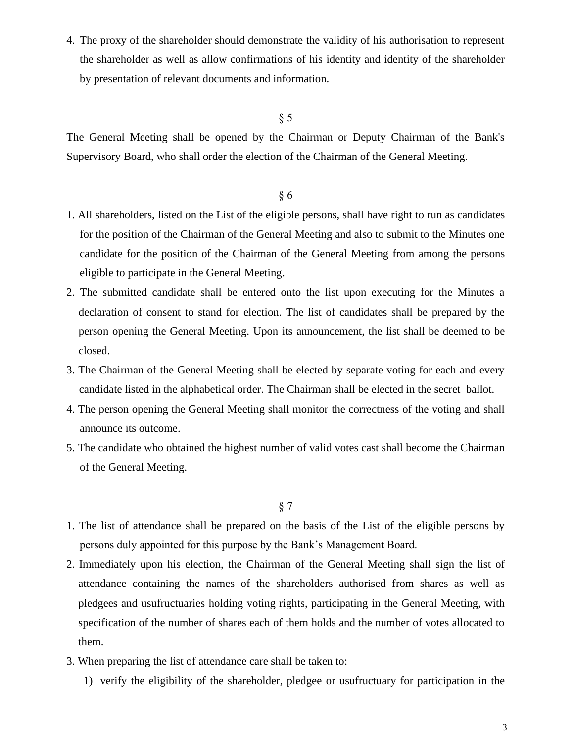4. The proxy of the shareholder should demonstrate the validity of his authorisation to represent the shareholder as well as allow confirmations of his identity and identity of the shareholder by presentation of relevant documents and information.

§ 5

The General Meeting shall be opened by the Chairman or Deputy Chairman of the Bank's Supervisory Board, who shall order the election of the Chairman of the General Meeting.

§ 6

1. All shareholders, listed on the List of the eligible persons, shall have right to run as candidates for the position of the Chairman of the General Meeting and also to submit to the Minutes one candidate for the position of the Chairman of the General Meeting from among the persons eligible to participate in the General Meeting.
2. The submitted candidate shall be entered onto the list upon executing for the Minutes a declaration of consent to stand for election. The list of candidates shall be prepared by the person opening the General Meeting. Upon its announcement, the list shall be deemed to be closed.
3. The Chairman of the General Meeting shall be elected by separate voting for each and every candidate listed in the alphabetical order. The Chairman shall be elected in the secret ballot.
4. The person opening the General Meeting shall monitor the correctness of the voting and shall announce its outcome.
5. The candidate who obtained the highest number of valid votes cast shall become the Chairman of the General Meeting.

§ 7

1. The list of attendance shall be prepared on the basis of the List of the eligible persons by persons duly appointed for this purpose by the Bank's Management Board.
2. Immediately upon his election, the Chairman of the General Meeting shall sign the list of attendance containing the names of the shareholders authorised from shares as well as pledgees and usufructuaries holding voting rights, participating in the General Meeting, with specification of the number of shares each of them holds and the number of votes allocated to them.
3. When preparing the list of attendance care shall be taken to:
   1) verify the eligibility of the shareholder, pledgee or usufructuary for participation in the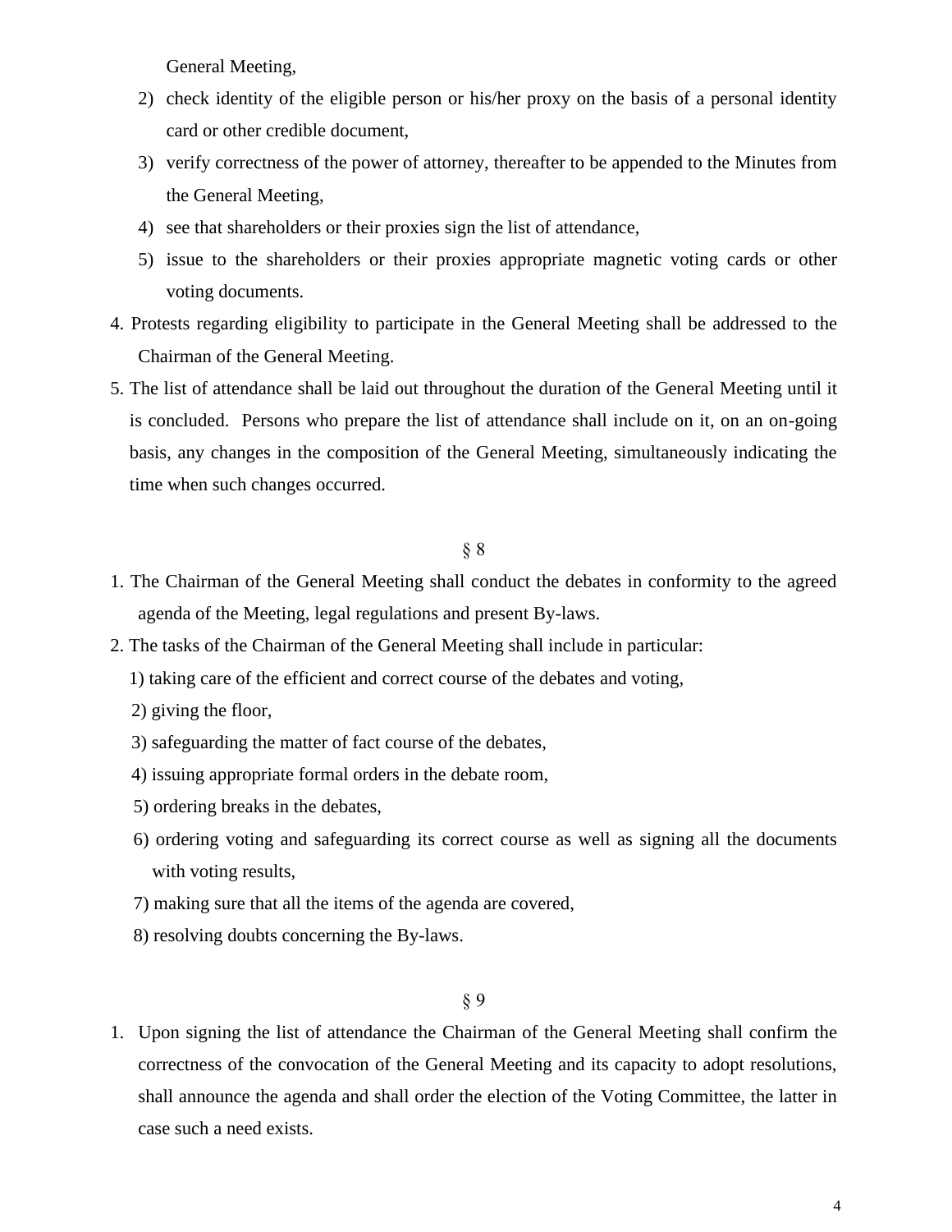General Meeting,

2) check identity of the eligible person or his/her proxy on the basis of a personal identity card or other credible document,
3) verify correctness of the power of attorney, thereafter to be appended to the Minutes from the General Meeting,
4) see that shareholders or their proxies sign the list of attendance,
5) issue to the shareholders or their proxies appropriate magnetic voting cards or other voting documents.

4. Protests regarding eligibility to participate in the General Meeting shall be addressed to the Chairman of the General Meeting.
5. The list of attendance shall be laid out throughout the duration of the General Meeting until it is concluded. Persons who prepare the list of attendance shall include on it, on an on-going basis, any changes in the composition of the General Meeting, simultaneously indicating the time when such changes occurred.

§ 8

1. The Chairman of the General Meeting shall conduct the debates in conformity to the agreed agenda of the Meeting, legal regulations and present By-laws.
2. The tasks of the Chairman of the General Meeting shall include in particular:
   1) taking care of the efficient and correct course of the debates and voting,
   2) giving the floor,
   3) safeguarding the matter of fact course of the debates,
   4) issuing appropriate formal orders in the debate room,
   5) ordering breaks in the debates,
   6) ordering voting and safeguarding its correct course as well as signing all the documents with voting results,
   7) making sure that all the items of the agenda are covered,
   8) resolving doubts concerning the By-laws.

§ 9

1. Upon signing the list of attendance the Chairman of the General Meeting shall confirm the correctness of the convocation of the General Meeting and its capacity to adopt resolutions, shall announce the agenda and shall order the election of the Voting Committee, the latter in case such a need exists.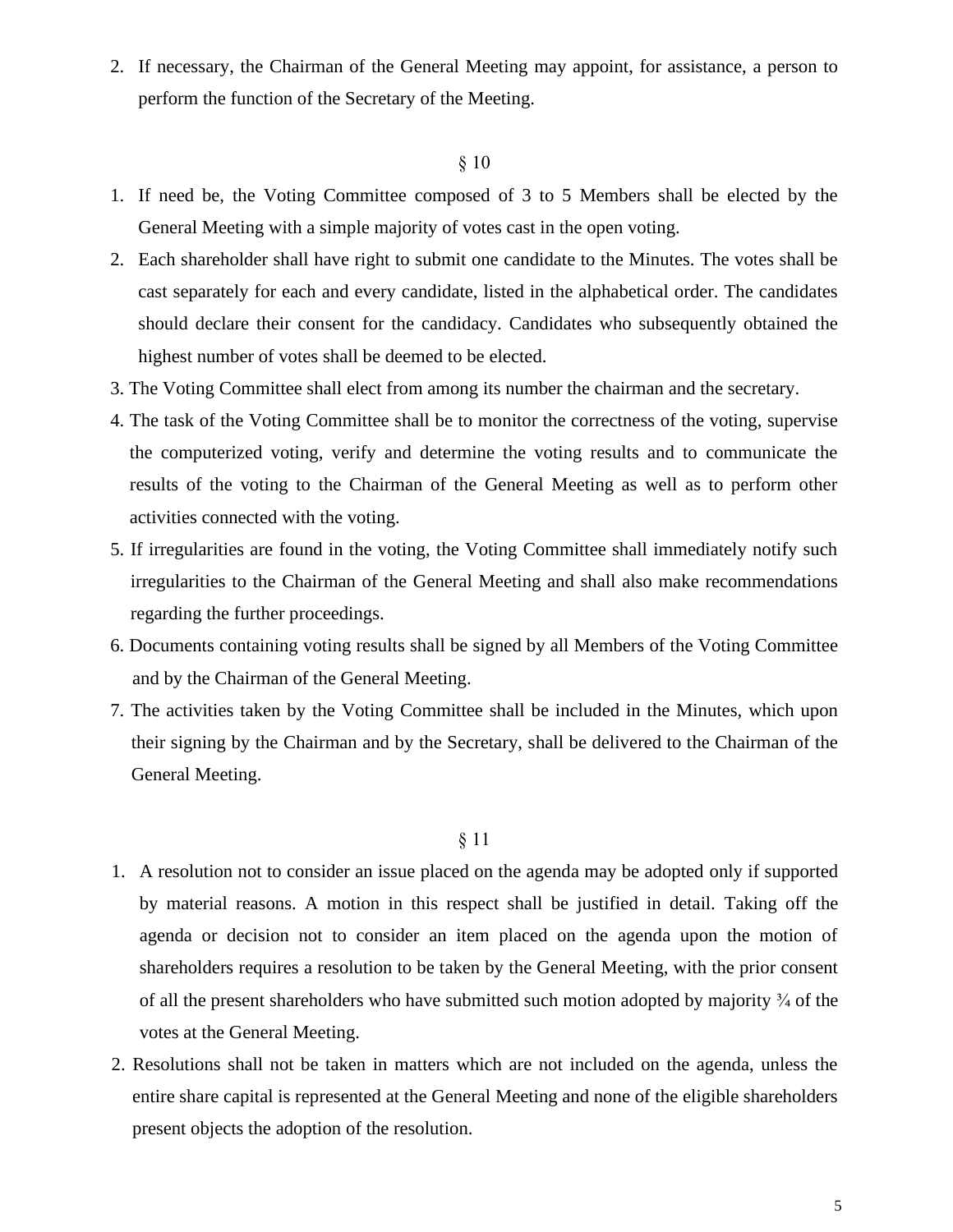2. If necessary, the Chairman of the General Meeting may appoint, for assistance, a person to perform the function of the Secretary of the Meeting.

§ 10

1. If need be, the Voting Committee composed of 3 to 5 Members shall be elected by the General Meeting with a simple majority of votes cast in the open voting.
2. Each shareholder shall have right to submit one candidate to the Minutes. The votes shall be cast separately for each and every candidate, listed in the alphabetical order. The candidates should declare their consent for the candidacy. Candidates who subsequently obtained the highest number of votes shall be deemed to be elected.
3. The Voting Committee shall elect from among its number the chairman and the secretary.
4. The task of the Voting Committee shall be to monitor the correctness of the voting, supervise the computerized voting, verify and determine the voting results and to communicate the results of the voting to the Chairman of the General Meeting as well as to perform other activities connected with the voting.
5. If irregularities are found in the voting, the Voting Committee shall immediately notify such irregularities to the Chairman of the General Meeting and shall also make recommendations regarding the further proceedings.
6. Documents containing voting results shall be signed by all Members of the Voting Committee and by the Chairman of the General Meeting.
7. The activities taken by the Voting Committee shall be included in the Minutes, which upon their signing by the Chairman and by the Secretary, shall be delivered to the Chairman of the General Meeting.

§ 11

1. A resolution not to consider an issue placed on the agenda may be adopted only if supported by material reasons. A motion in this respect shall be justified in detail. Taking off the agenda or decision not to consider an item placed on the agenda upon the motion of shareholders requires a resolution to be taken by the General Meeting, with the prior consent of all the present shareholders who have submitted such motion adopted by majority ¾ of the votes at the General Meeting.
2. Resolutions shall not be taken in matters which are not included on the agenda, unless the entire share capital is represented at the General Meeting and none of the eligible shareholders present objects the adoption of the resolution.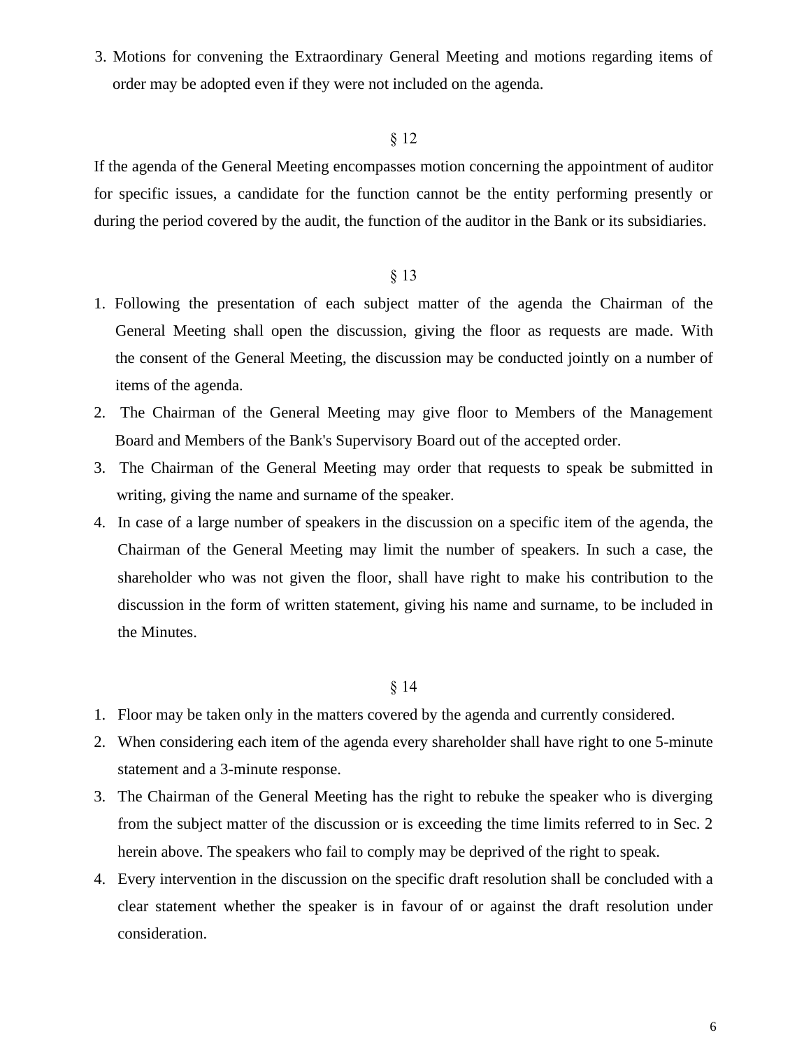3. Motions for convening the Extraordinary General Meeting and motions regarding items of order may be adopted even if they were not included on the agenda.

§ 12

If the agenda of the General Meeting encompasses motion concerning the appointment of auditor for specific issues, a candidate for the function cannot be the entity performing presently or during the period covered by the audit, the function of the auditor in the Bank or its subsidiaries.

§ 13

1. Following the presentation of each subject matter of the agenda the Chairman of the General Meeting shall open the discussion, giving the floor as requests are made. With the consent of the General Meeting, the discussion may be conducted jointly on a number of items of the agenda.
2. The Chairman of the General Meeting may give floor to Members of the Management Board and Members of the Bank's Supervisory Board out of the accepted order.
3. The Chairman of the General Meeting may order that requests to speak be submitted in writing, giving the name and surname of the speaker.
4. In case of a large number of speakers in the discussion on a specific item of the agenda, the Chairman of the General Meeting may limit the number of speakers. In such a case, the shareholder who was not given the floor, shall have right to make his contribution to the discussion in the form of written statement, giving his name and surname, to be included in the Minutes.

§ 14

1. Floor may be taken only in the matters covered by the agenda and currently considered.
2. When considering each item of the agenda every shareholder shall have right to one 5-minute statement and a 3-minute response.
3. The Chairman of the General Meeting has the right to rebuke the speaker who is diverging from the subject matter of the discussion or is exceeding the time limits referred to in Sec. 2 herein above. The speakers who fail to comply may be deprived of the right to speak.
4. Every intervention in the discussion on the specific draft resolution shall be concluded with a clear statement whether the speaker is in favour of or against the draft resolution under consideration.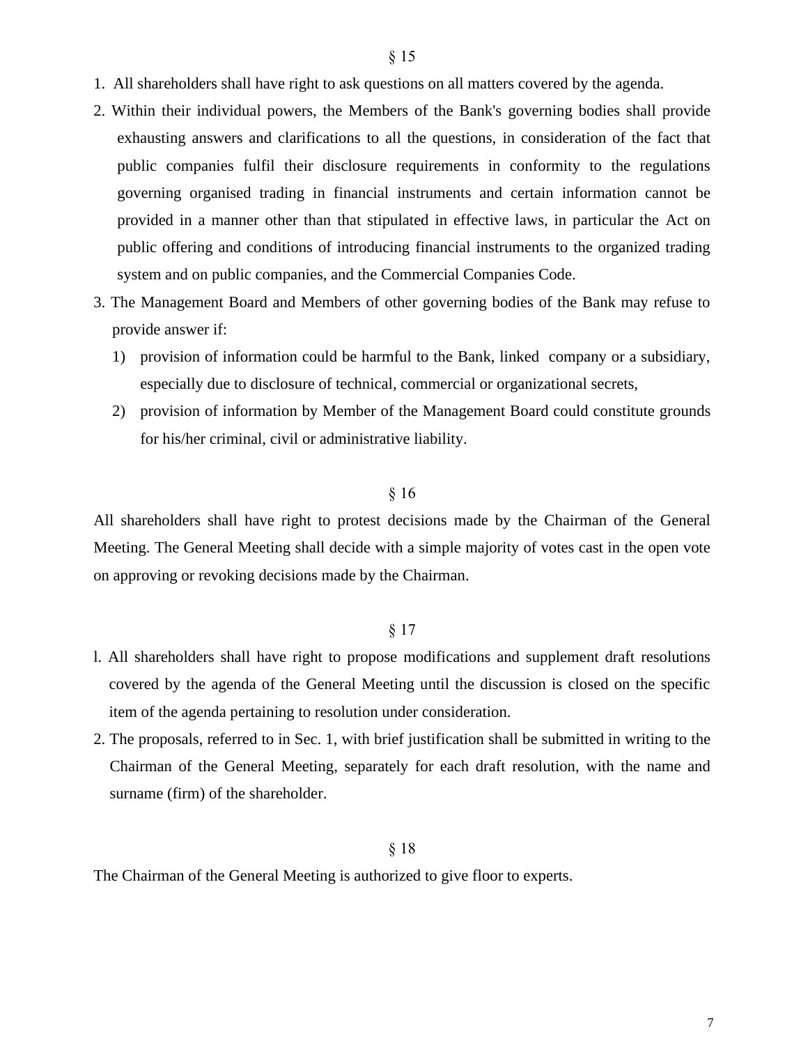§ 15

1. All shareholders shall have right to ask questions on all matters covered by the agenda.
2. Within their individual powers, the Members of the Bank's governing bodies shall provide exhausting answers and clarifications to all the questions, in consideration of the fact that public companies fulfil their disclosure requirements in conformity to the regulations governing organised trading in financial instruments and certain information cannot be provided in a manner other than that stipulated in effective laws, in particular the Act on public offering and conditions of introducing financial instruments to the organized trading system and on public companies, and the Commercial Companies Code.
3. The Management Board and Members of other governing bodies of the Bank may refuse to provide answer if:
   1) provision of information could be harmful to the Bank, linked company or a subsidiary, especially due to disclosure of technical, commercial or organizational secrets,
   2) provision of information by Member of the Management Board could constitute grounds for his/her criminal, civil or administrative liability.

§ 16

All shareholders shall have right to protest decisions made by the Chairman of the General Meeting. The General Meeting shall decide with a simple majority of votes cast in the open vote on approving or revoking decisions made by the Chairman.

§ 17

l. All shareholders shall have right to propose modifications and supplement draft resolutions covered by the agenda of the General Meeting until the discussion is closed on the specific item of the agenda pertaining to resolution under consideration.

2. The proposals, referred to in Sec. 1, with brief justification shall be submitted in writing to the Chairman of the General Meeting, separately for each draft resolution, with the name and surname (firm) of the shareholder.

§ 18

The Chairman of the General Meeting is authorized to give floor to experts.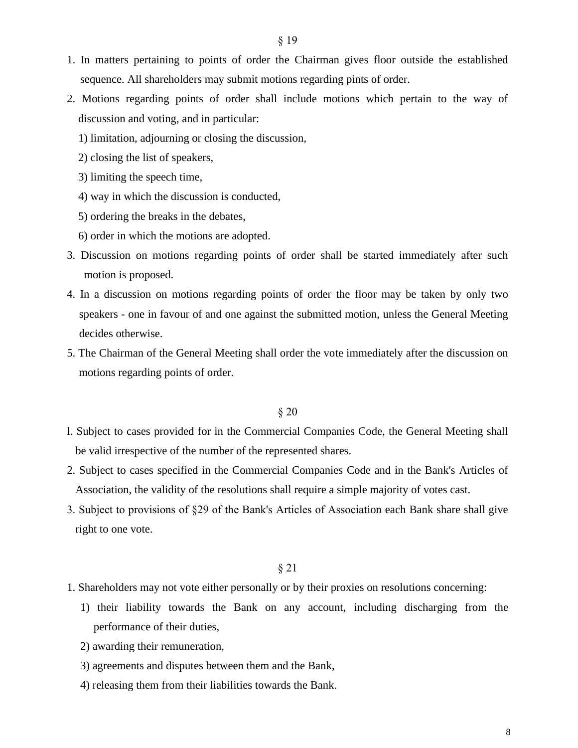## § 19

1. In matters pertaining to points of order the Chairman gives floor outside the established sequence. All shareholders may submit motions regarding pints of order.
2. Motions regarding points of order shall include motions which pertain to the way of discussion and voting, and in particular:
   1) limitation, adjourning or closing the discussion,
   2) closing the list of speakers,
   3) limiting the speech time,
   4) way in which the discussion is conducted,
   5) ordering the breaks in the debates,
   6) order in which the motions are adopted.
3. Discussion on motions regarding points of order shall be started immediately after such motion is proposed.
4. In a discussion on motions regarding points of order the floor may be taken by only two speakers - one in favour of and one against the submitted motion, unless the General Meeting decides otherwise.
5. The Chairman of the General Meeting shall order the vote immediately after the discussion on motions regarding points of order.

## § 20

l. Subject to cases provided for in the Commercial Companies Code, the General Meeting shall be valid irrespective of the number of the represented shares.
2. Subject to cases specified in the Commercial Companies Code and in the Bank's Articles of Association, the validity of the resolutions shall require a simple majority of votes cast.
3. Subject to provisions of §29 of the Bank's Articles of Association each Bank share shall give right to one vote.

## § 21

1. Shareholders may not vote either personally or by their proxies on resolutions concerning:
   1) their liability towards the Bank on any account, including discharging from the performance of their duties,
   2) awarding their remuneration,
   3) agreements and disputes between them and the Bank,
   4) releasing them from their liabilities towards the Bank.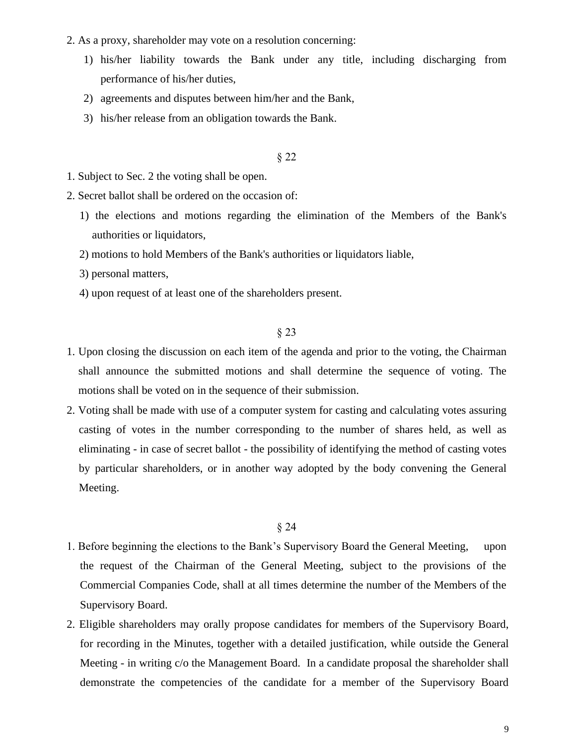2. As a proxy, shareholder may vote on a resolution concerning:
   1) his/her liability towards the Bank under any title, including discharging from performance of his/her duties,
   2) agreements and disputes between him/her and the Bank,
   3) his/her release from an obligation towards the Bank.

§ 22

1. Subject to Sec. 2 the voting shall be open.
2. Secret ballot shall be ordered on the occasion of:
   1) the elections and motions regarding the elimination of the Members of the Bank's authorities or liquidators,
   2) motions to hold Members of the Bank's authorities or liquidators liable,
   3) personal matters,
   4) upon request of at least one of the shareholders present.

§ 23

1. Upon closing the discussion on each item of the agenda and prior to the voting, the Chairman shall announce the submitted motions and shall determine the sequence of voting. The motions shall be voted on in the sequence of their submission.
2. Voting shall be made with use of a computer system for casting and calculating votes assuring casting of votes in the number corresponding to the number of shares held, as well as eliminating - in case of secret ballot - the possibility of identifying the method of casting votes by particular shareholders, or in another way adopted by the body convening the General Meeting.

§ 24

1. Before beginning the elections to the Bank's Supervisory Board the General Meeting, upon the request of the Chairman of the General Meeting, subject to the provisions of the Commercial Companies Code, shall at all times determine the number of the Members of the Supervisory Board.
2. Eligible shareholders may orally propose candidates for members of the Supervisory Board, for recording in the Minutes, together with a detailed justification, while outside the General Meeting - in writing c/o the Management Board. In a candidate proposal the shareholder shall demonstrate the competencies of the candidate for a member of the Supervisory Board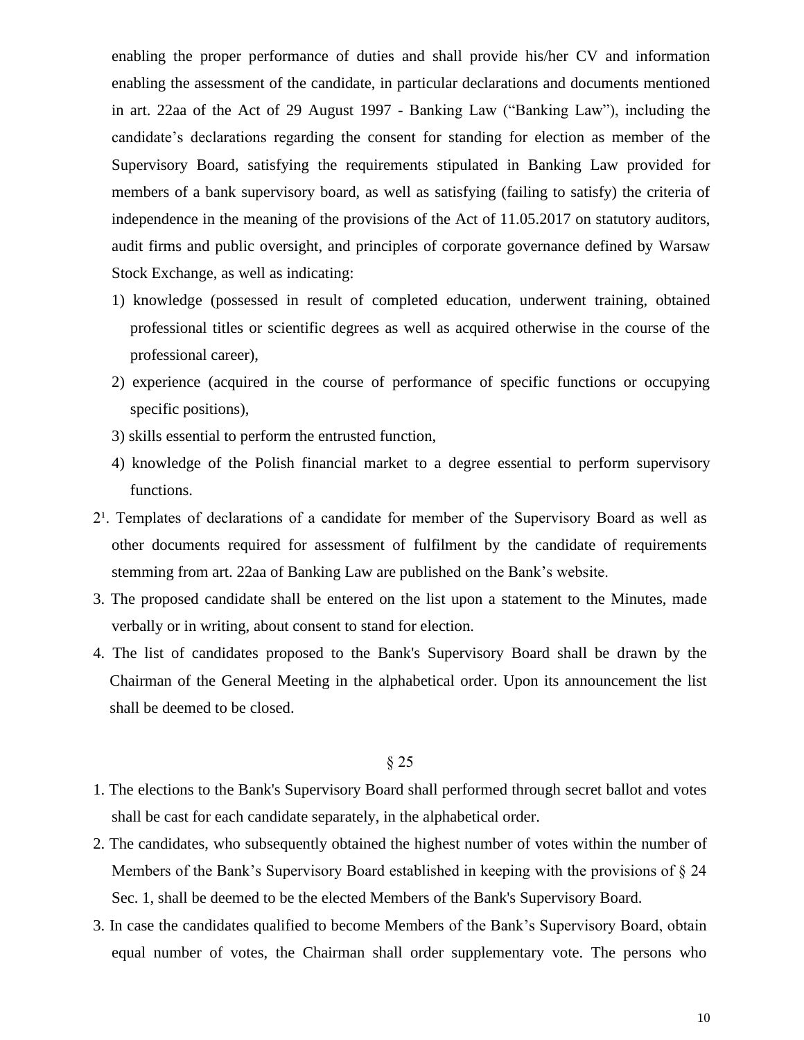enabling the proper performance of duties and shall provide his/her CV and information enabling the assessment of the candidate, in particular declarations and documents mentioned in art. 22aa of the Act of 29 August 1997 - Banking Law ("Banking Law"), including the candidate's declarations regarding the consent for standing for election as member of the Supervisory Board, satisfying the requirements stipulated in Banking Law provided for members of a bank supervisory board, as well as satisfying (failing to satisfy) the criteria of independence in the meaning of the provisions of the Act of 11.05.2017 on statutory auditors, audit firms and public oversight, and principles of corporate governance defined by Warsaw Stock Exchange, as well as indicating:

1) knowledge (possessed in result of completed education, underwent training, obtained professional titles or scientific degrees as well as acquired otherwise in the course of the professional career),
2) experience (acquired in the course of performance of specific functions or occupying specific positions),
3) skills essential to perform the entrusted function,
4) knowledge of the Polish financial market to a degree essential to perform supervisory functions.

2[1]. Templates of declarations of a candidate for member of the Supervisory Board as well as other documents required for assessment of fulfilment by the candidate of requirements stemming from art. 22aa of Banking Law are published on the Bank's website.

3. The proposed candidate shall be entered on the list upon a statement to the Minutes, made verbally or in writing, about consent to stand for election.
4. The list of candidates proposed to the Bank's Supervisory Board shall be drawn by the Chairman of the General Meeting in the alphabetical order. Upon its announcement the list shall be deemed to be closed.

§ 25

1. The elections to the Bank's Supervisory Board shall performed through secret ballot and votes shall be cast for each candidate separately, in the alphabetical order.
2. The candidates, who subsequently obtained the highest number of votes within the number of Members of the Bank's Supervisory Board established in keeping with the provisions of § 24 Sec. 1, shall be deemed to be the elected Members of the Bank's Supervisory Board.
3. In case the candidates qualified to become Members of the Bank's Supervisory Board, obtain equal number of votes, the Chairman shall order supplementary vote. The persons who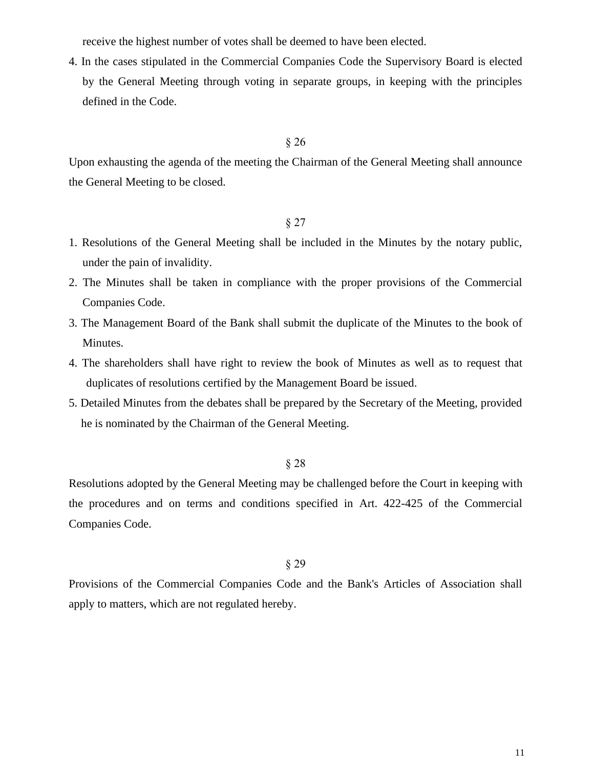receive the highest number of votes shall be deemed to have been elected.

4. In the cases stipulated in the Commercial Companies Code the Supervisory Board is elected by the General Meeting through voting in separate groups, in keeping with the principles defined in the Code.

§ 26

Upon exhausting the agenda of the meeting the Chairman of the General Meeting shall announce the General Meeting to be closed.

§ 27

1. Resolutions of the General Meeting shall be included in the Minutes by the notary public, under the pain of invalidity.
2. The Minutes shall be taken in compliance with the proper provisions of the Commercial Companies Code.
3. The Management Board of the Bank shall submit the duplicate of the Minutes to the book of Minutes.
4. The shareholders shall have right to review the book of Minutes as well as to request that duplicates of resolutions certified by the Management Board be issued.
5. Detailed Minutes from the debates shall be prepared by the Secretary of the Meeting, provided he is nominated by the Chairman of the General Meeting.

§ 28

Resolutions adopted by the General Meeting may be challenged before the Court in keeping with the procedures and on terms and conditions specified in Art. 422-425 of the Commercial Companies Code.

§ 29

Provisions of the Commercial Companies Code and the Bank's Articles of Association shall apply to matters, which are not regulated hereby.